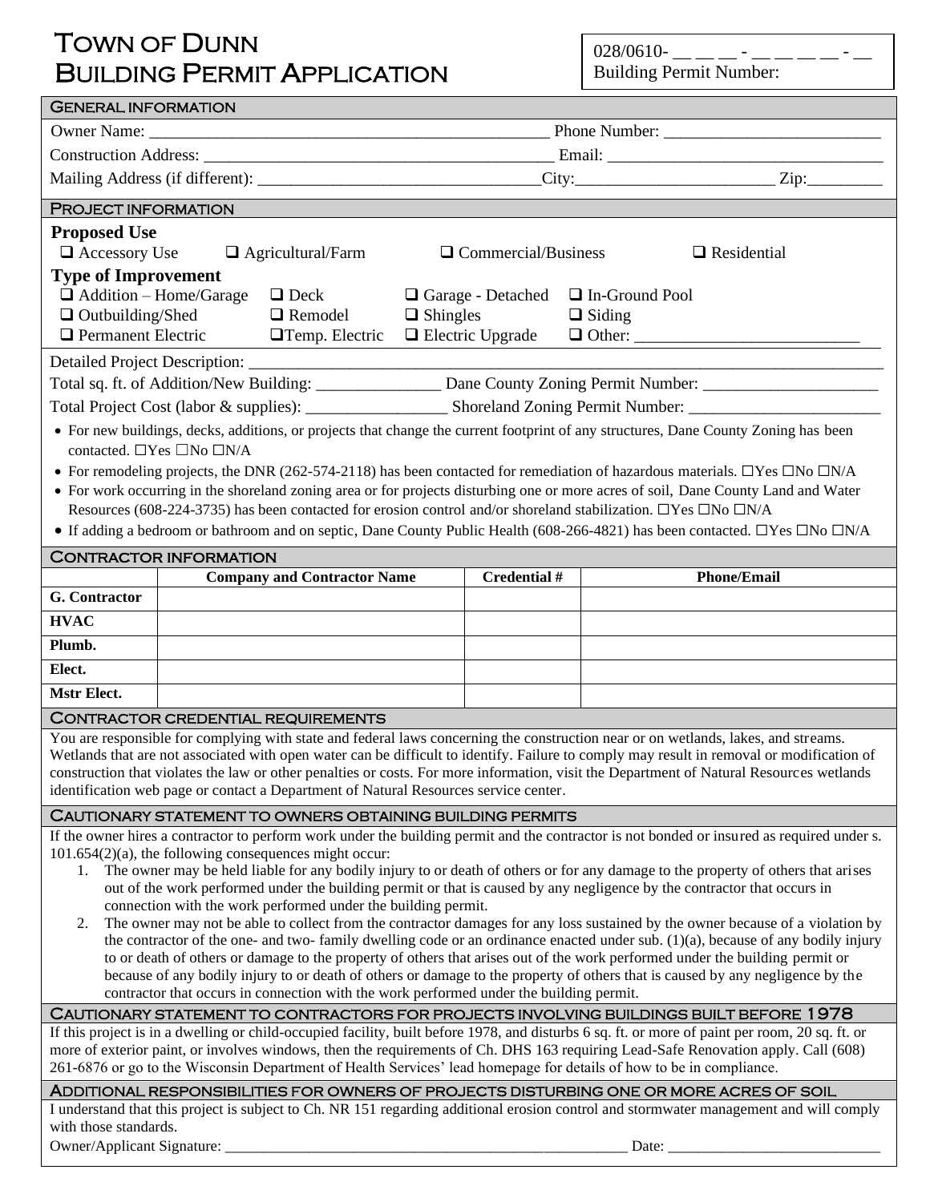# Town of Dunn
# Building Permit Application

028/0610- __ __ __ - __ __ __ __ - __
Building Permit Number:

## General Information

Owner Name: ________________________________________________ Phone Number: __________________________

Construction Address: __________________________________________ Email: _______________________________

Mailing Address (if different): _________________________________City:_______________________ Zip:_________

## Project Information

**Proposed Use**

❑ Accessory Use ❑ Agricultural/Farm ❑ Commercial/Business ❑ Residential

**Type of Improvement**

❑ Addition – Home/Garage ❑ Deck ❑ Garage - Detached ❑ In-Ground Pool
❑ Outbuilding/Shed ❑ Remodel ❑ Shingles ❑ Siding
❑ Permanent Electric ❑Temp. Electric ❑ Electric Upgrade ❑ Other: __________________________

Detailed Project Description: ___________________________________________________________________________

Total sq. ft. of Addition/New Building: _______________ Dane County Zoning Permit Number: _____________________

Total Project Cost (labor & supplies): _________________ Shoreland Zoning Permit Number: _______________________

- For new buildings, decks, additions, or projects that change the current footprint of any structures, Dane County Zoning has been contacted. ☐Yes ☐No ☐N/A
- For remodeling projects, the DNR (262-574-2118) has been contacted for remediation of hazardous materials. ☐Yes ☐No ☐N/A
- For work occurring in the shoreland zoning area or for projects disturbing one or more acres of soil, Dane County Land and Water Resources (608-224-3735) has been contacted for erosion control and/or shoreland stabilization. ☐Yes ☐No ☐N/A
- If adding a bedroom or bathroom and on septic, Dane County Public Health (608-266-4821) has been contacted. ☐Yes ☐No ☐N/A

## Contractor Information

| | Company and Contractor Name | Credential # | Phone/Email |
|---|---|---|---|
| **G. Contractor** | | | |
| **HVAC** | | | |
| **Plumb.** | | | |
| **Elect.** | | | |
| **Mstr Elect.** | | | |

## Contractor Credential Requirements

You are responsible for complying with state and federal laws concerning the construction near or on wetlands, lakes, and streams. Wetlands that are not associated with open water can be difficult to identify. Failure to comply may result in removal or modification of construction that violates the law or other penalties or costs. For more information, visit the Department of Natural Resources wetlands identification web page or contact a Department of Natural Resources service center.

## Cautionary Statement to Owners Obtaining Building Permits

If the owner hires a contractor to perform work under the building permit and the contractor is not bonded or insured as required under s. 101.654(2)(a), the following consequences might occur:

1. The owner may be held liable for any bodily injury to or death of others or for any damage to the property of others that arises out of the work performed under the building permit or that is caused by any negligence by the contractor that occurs in connection with the work performed under the building permit.
2. The owner may not be able to collect from the contractor damages for any loss sustained by the owner because of a violation by the contractor of the one- and two- family dwelling code or an ordinance enacted under sub. (1)(a), because of any bodily injury to or death of others or damage to the property of others that arises out of the work performed under the building permit or because of any bodily injury to or death of others or damage to the property of others that is caused by any negligence by the contractor that occurs in connection with the work performed under the building permit.

## Cautionary Statement to Contractors for Projects Involving Buildings Built Before 1978

If this project is in a dwelling or child-occupied facility, built before 1978, and disturbs 6 sq. ft. or more of paint per room, 20 sq. ft. or more of exterior paint, or involves windows, then the requirements of Ch. DHS 163 requiring Lead-Safe Renovation apply. Call (608) 261-6876 or go to the Wisconsin Department of Health Services' lead homepage for details of how to be in compliance.

## Additional Responsibilities for Owners of Projects Disturbing One or More Acres of Soil

I understand that this project is subject to Ch. NR 151 regarding additional erosion control and stormwater management and will comply with those standards.

Owner/Applicant Signature: _____________________________________________________ Date: ___________________________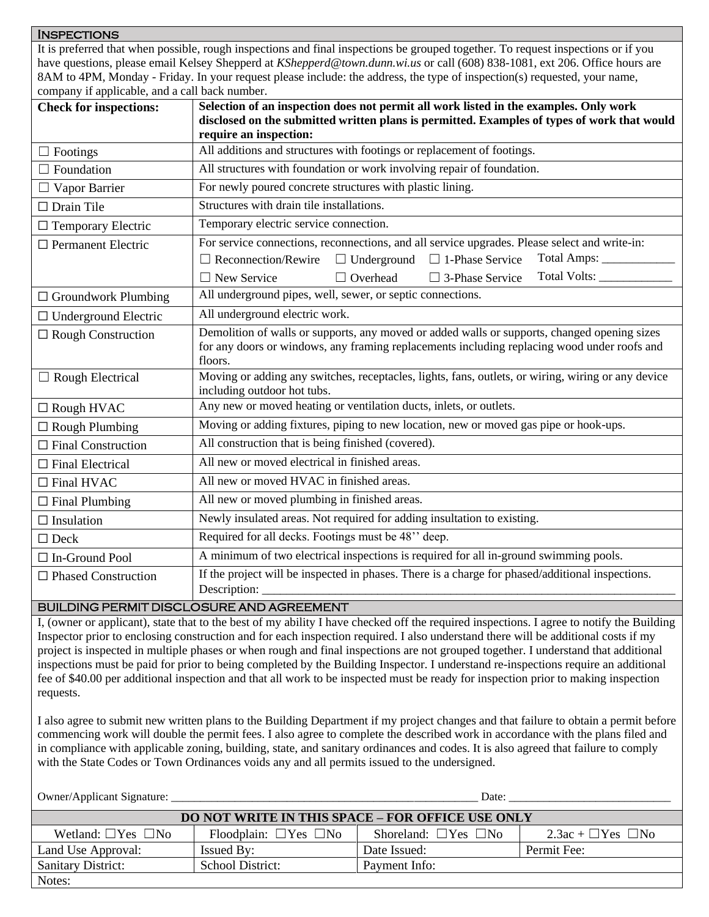## Inspections

It is preferred that when possible, rough inspections and final inspections be grouped together. To request inspections or if you have questions, please email Kelsey Shepperd at *KShepperd@town.dunn.wi.us* or call (608) 838-1081, ext 206. Office hours are 8AM to 4PM, Monday - Friday. In your request please include: the address, the type of inspection(s) requested, your name, company if applicable, and a call back number.

| **Check for inspections:** | **Selection of an inspection does not permit all work listed in the examples. Only work disclosed on the submitted written plans is permitted. Examples of types of work that would require an inspection:** |
|---|---|
| ☐ Footings | All additions and structures with footings or replacement of footings. |
| ☐ Foundation | All structures with foundation or work involving repair of foundation. |
| ☐ Vapor Barrier | For newly poured concrete structures with plastic lining. |
| ☐ Drain Tile | Structures with drain tile installations. |
| ☐ Temporary Electric | Temporary electric service connection. |
| ☐ Permanent Electric | For service connections, reconnections, and all service upgrades. Please select and write-in: ☐ Reconnection/Rewire ☐ Underground ☐ 1-Phase Service Total Amps: ____________ ☐ New Service ☐ Overhead ☐ 3-Phase Service Total Volts: ____________ |
| ☐ Groundwork Plumbing | All underground pipes, well, sewer, or septic connections. |
| ☐ Underground Electric | All underground electric work. |
| ☐ Rough Construction | Demolition of walls or supports, any moved or added walls or supports, changed opening sizes for any doors or windows, any framing replacements including replacing wood under roofs and floors. |
| ☐ Rough Electrical | Moving or adding any switches, receptacles, lights, fans, outlets, or wiring, wiring or any device including outdoor hot tubs. |
| ☐ Rough HVAC | Any new or moved heating or ventilation ducts, inlets, or outlets. |
| ☐ Rough Plumbing | Moving or adding fixtures, piping to new location, new or moved gas pipe or hook-ups. |
| ☐ Final Construction | All construction that is being finished (covered). |
| ☐ Final Electrical | All new or moved electrical in finished areas. |
| ☐ Final HVAC | All new or moved HVAC in finished areas. |
| ☐ Final Plumbing | All new or moved plumbing in finished areas. |
| ☐ Insulation | Newly insulated areas. Not required for adding insultation to existing. |
| ☐ Deck | Required for all decks. Footings must be 48'' deep. |
| ☐ In-Ground Pool | A minimum of two electrical inspections is required for all in-ground swimming pools. |
| ☐ Phased Construction | If the project will be inspected in phases. There is a charge for phased/additional inspections. Description: ____________________________________________________________ |

## Building Permit Disclosure and Agreement

I, (owner or applicant), state that to the best of my ability I have checked off the required inspections. I agree to notify the Building Inspector prior to enclosing construction and for each inspection required. I also understand there will be additional costs if my project is inspected in multiple phases or when rough and final inspections are not grouped together. I understand that additional inspections must be paid for prior to being completed by the Building Inspector. I understand re-inspections require an additional fee of $40.00 per additional inspection and that all work to be inspected must be ready for inspection prior to making inspection requests.

I also agree to submit new written plans to the Building Department if my project changes and that failure to obtain a permit before commencing work will double the permit fees. I also agree to complete the described work in accordance with the plans filed and in compliance with applicable zoning, building, state, and sanitary ordinances and codes. It is also agreed that failure to comply with the State Codes or Town Ordinances voids any and all permits issued to the undersigned.

Owner/Applicant Signature: ____________________________________________________ Date: ____________________________

**DO NOT WRITE IN THIS SPACE – FOR OFFICE USE ONLY**

| | | | |
|---|---|---|---|
| Wetland: ☐Yes ☐No | Floodplain: ☐Yes ☐No | Shoreland: ☐Yes ☐No | 2.3ac + ☐Yes ☐No |
| Land Use Approval: | Issued By: | Date Issued: | Permit Fee: |
| Sanitary District: | School District: | Payment Info: | |
| Notes: | | | |